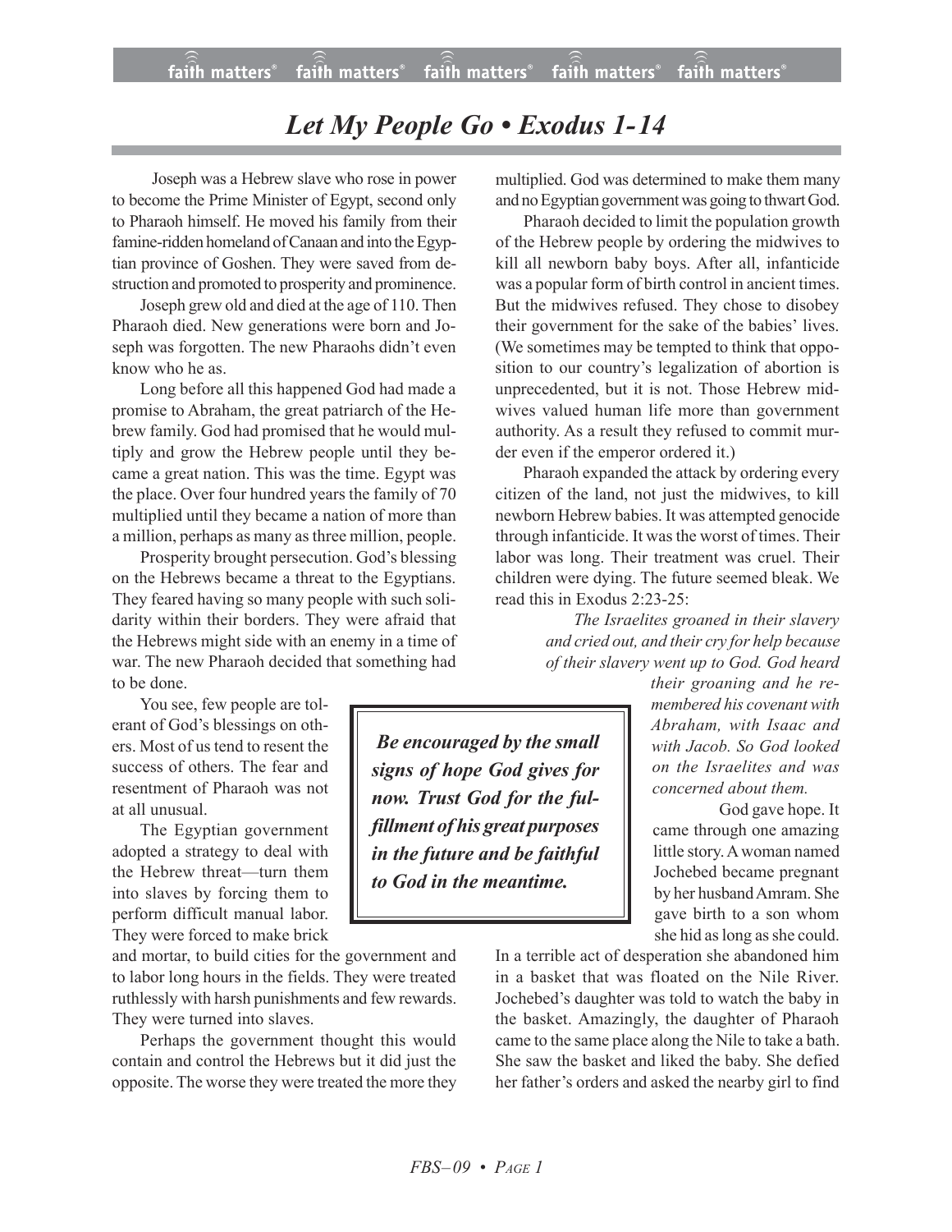# *Let My People Go • Exodus 1-14*

Joseph was a Hebrew slave who rose in power to become the Prime Minister of Egypt, second only to Pharaoh himself. He moved his family from their famine-ridden homeland of Canaan and into the Egyptian province of Goshen. They were saved from destruction and promoted to prosperity and prominence.

Joseph grew old and died at the age of 110. Then Pharaoh died. New generations were born and Joseph was forgotten. The new Pharaohs didn't even know who he as.

Long before all this happened God had made a promise to Abraham, the great patriarch of the Hebrew family. God had promised that he would multiply and grow the Hebrew people until they became a great nation. This was the time. Egypt was the place. Over four hundred years the family of 70 multiplied until they became a nation of more than a million, perhaps as many as three million, people.

Prosperity brought persecution. God's blessing on the Hebrews became a threat to the Egyptians. They feared having so many people with such solidarity within their borders. They were afraid that the Hebrews might side with an enemy in a time of war. The new Pharaoh decided that something had to be done.

You see, few people are tolerant of God's blessings on others. Most of us tend to resent the success of others. The fear and resentment of Pharaoh was not at all unusual.

The Egyptian government adopted a strategy to deal with the Hebrew threat—turn them into slaves by forcing them to perform difficult manual labor. They were forced to make brick and mortar, to build cities for the government and to labor long hours in the fields. They were treated ruthlessly with harsh punishments and few rewards. They were turned into slaves.

Perhaps the government thought this would contain and control the Hebrews but it did just the opposite. The worse they were treated the more they multiplied. God was determined to make them many and no Egyptian government was going to thwart God.

Pharaoh decided to limit the population growth of the Hebrew people by ordering the midwives to kill all newborn baby boys. After all, infanticide was a popular form of birth control in ancient times. But the midwives refused. They chose to disobey their government for the sake of the babies' lives. (We sometimes may be tempted to think that opposition to our country's legalization of abortion is unprecedented, but it is not. Those Hebrew midwives valued human life more than government authority. As a result they refused to commit murder even if the emperor ordered it.)

Pharaoh expanded the attack by ordering every citizen of the land, not just the midwives, to kill newborn Hebrew babies. It was attempted genocide through infanticide. It was the worst of times. Their labor was long. Their treatment was cruel. Their children were dying. The future seemed bleak. We read this in Exodus 2:23-25:

> *The Israelites groaned in their slavery and cried out, and their cry for help because of their slavery went up to God. God heard their groaning and he remembered his covenant with Abraham, with Isaac and with Jacob. So God looked on the Israelites and was concerned about them.*

> ***Be encouraged by the small signs of hope God gives for now. Trust God for the fulfillment of his great purposes in the future and be faithful to God in the meantime.***

God gave hope. It came through one amazing little story. A woman named Jochebed became pregnant by her husband Amram. She gave birth to a son whom she hid as long as she could. In a terrible act of desperation she abandoned him in a basket that was floated on the Nile River. Jochebed's daughter was told to watch the baby in the basket. Amazingly, the daughter of Pharaoh came to the same place along the Nile to take a bath. She saw the basket and liked the baby. She defied her father's orders and asked the nearby girl to find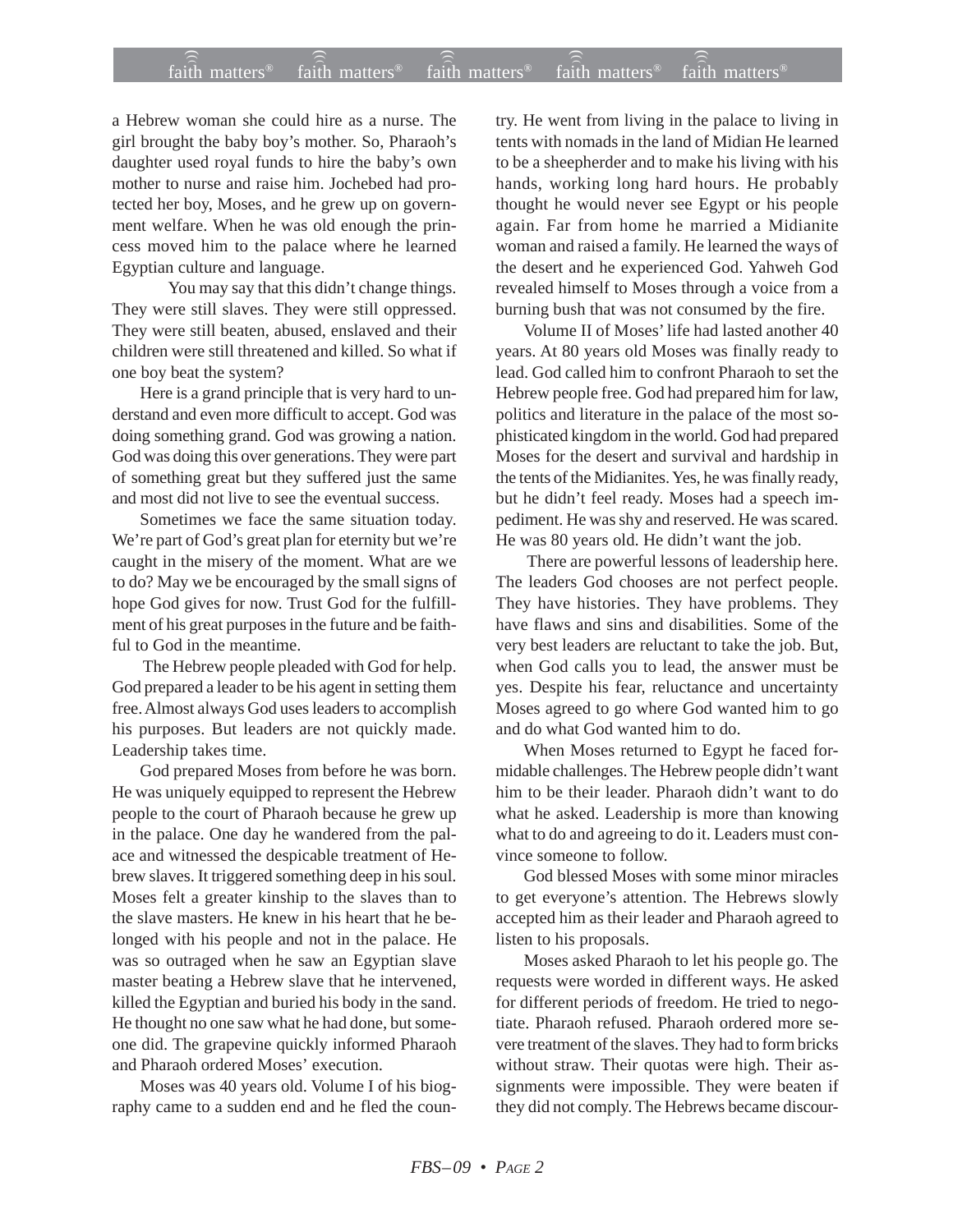a Hebrew woman she could hire as a nurse. The girl brought the baby boy's mother. So, Pharaoh's daughter used royal funds to hire the baby's own mother to nurse and raise him. Jochebed had protected her boy, Moses, and he grew up on government welfare. When he was old enough the princess moved him to the palace where he learned Egyptian culture and language.

You may say that this didn't change things. They were still slaves. They were still oppressed. They were still beaten, abused, enslaved and their children were still threatened and killed. So what if one boy beat the system?

Here is a grand principle that is very hard to understand and even more difficult to accept. God was doing something grand. God was growing a nation. God was doing this over generations. They were part of something great but they suffered just the same and most did not live to see the eventual success.

Sometimes we face the same situation today. We're part of God's great plan for eternity but we're caught in the misery of the moment. What are we to do? May we be encouraged by the small signs of hope God gives for now. Trust God for the fulfillment of his great purposes in the future and be faithful to God in the meantime.

The Hebrew people pleaded with God for help. God prepared a leader to be his agent in setting them free. Almost always God uses leaders to accomplish his purposes. But leaders are not quickly made. Leadership takes time.

God prepared Moses from before he was born. He was uniquely equipped to represent the Hebrew people to the court of Pharaoh because he grew up in the palace. One day he wandered from the palace and witnessed the despicable treatment of Hebrew slaves. It triggered something deep in his soul. Moses felt a greater kinship to the slaves than to the slave masters. He knew in his heart that he belonged with his people and not in the palace. He was so outraged when he saw an Egyptian slave master beating a Hebrew slave that he intervened, killed the Egyptian and buried his body in the sand. He thought no one saw what he had done, but someone did. The grapevine quickly informed Pharaoh and Pharaoh ordered Moses' execution.

Moses was 40 years old. Volume I of his biography came to a sudden end and he fled the country. He went from living in the palace to living in tents with nomads in the land of Midian He learned to be a sheepherder and to make his living with his hands, working long hard hours. He probably thought he would never see Egypt or his people again. Far from home he married a Midianite woman and raised a family. He learned the ways of the desert and he experienced God. Yahweh God revealed himself to Moses through a voice from a burning bush that was not consumed by the fire.

Volume II of Moses' life had lasted another 40 years. At 80 years old Moses was finally ready to lead. God called him to confront Pharaoh to set the Hebrew people free. God had prepared him for law, politics and literature in the palace of the most sophisticated kingdom in the world. God had prepared Moses for the desert and survival and hardship in the tents of the Midianites. Yes, he was finally ready, but he didn't feel ready. Moses had a speech impediment. He was shy and reserved. He was scared. He was 80 years old. He didn't want the job.

There are powerful lessons of leadership here. The leaders God chooses are not perfect people. They have histories. They have problems. They have flaws and sins and disabilities. Some of the very best leaders are reluctant to take the job. But, when God calls you to lead, the answer must be yes. Despite his fear, reluctance and uncertainty Moses agreed to go where God wanted him to go and do what God wanted him to do.

When Moses returned to Egypt he faced formidable challenges. The Hebrew people didn't want him to be their leader. Pharaoh didn't want to do what he asked. Leadership is more than knowing what to do and agreeing to do it. Leaders must convince someone to follow.

God blessed Moses with some minor miracles to get everyone's attention. The Hebrews slowly accepted him as their leader and Pharaoh agreed to listen to his proposals.

Moses asked Pharaoh to let his people go. The requests were worded in different ways. He asked for different periods of freedom. He tried to negotiate. Pharaoh refused. Pharaoh ordered more severe treatment of the slaves. They had to form bricks without straw. Their quotas were high. Their assignments were impossible. They were beaten if they did not comply. The Hebrews became discour-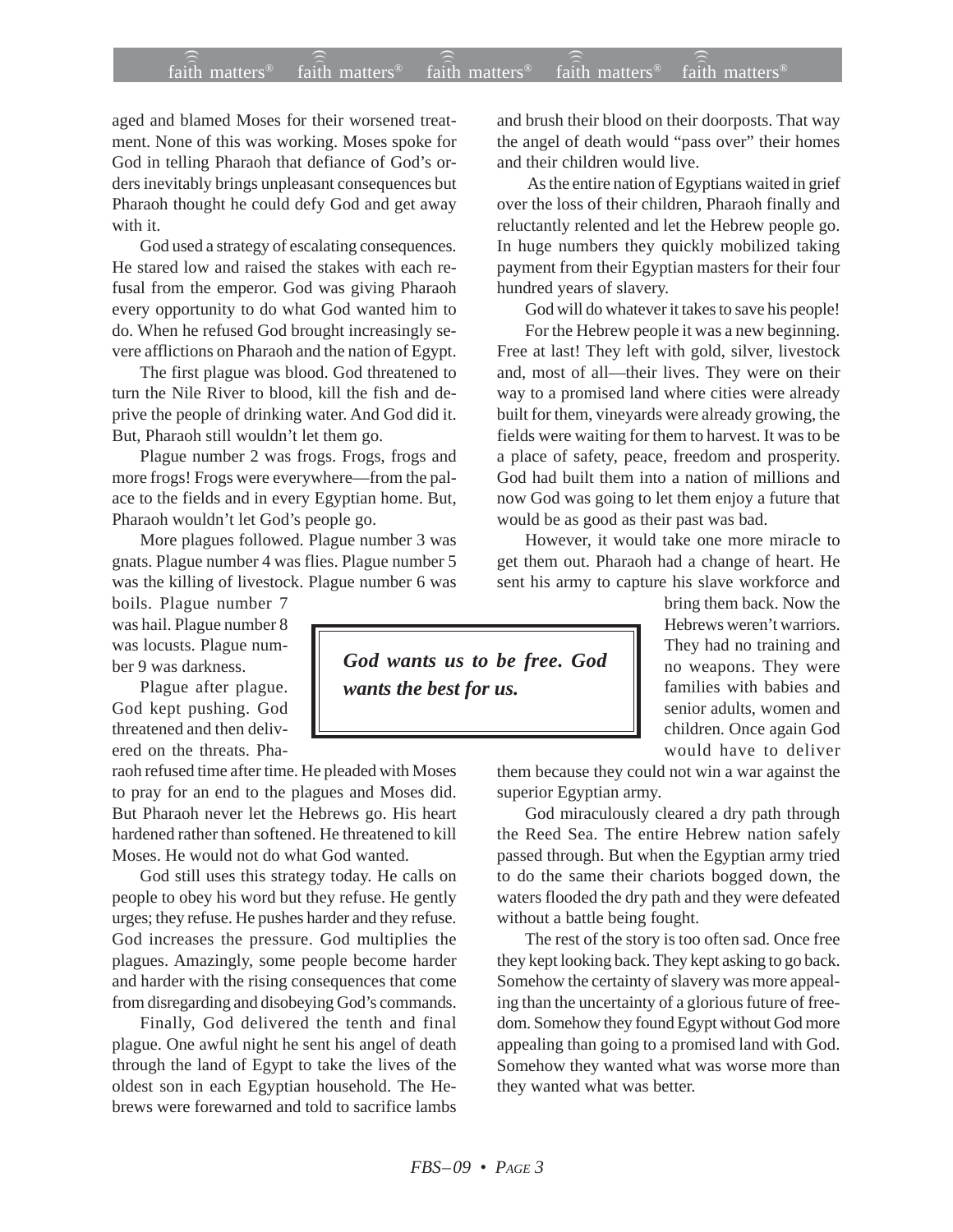aged and blamed Moses for their worsened treatment. None of this was working. Moses spoke for God in telling Pharaoh that defiance of God's orders inevitably brings unpleasant consequences but Pharaoh thought he could defy God and get away with it.

God used a strategy of escalating consequences. He stared low and raised the stakes with each refusal from the emperor. God was giving Pharaoh every opportunity to do what God wanted him to do. When he refused God brought increasingly severe afflictions on Pharaoh and the nation of Egypt.

The first plague was blood. God threatened to turn the Nile River to blood, kill the fish and deprive the people of drinking water. And God did it. But, Pharaoh still wouldn't let them go.

Plague number 2 was frogs. Frogs, frogs and more frogs! Frogs were everywhere—from the palace to the fields and in every Egyptian home. But, Pharaoh wouldn't let God's people go.

More plagues followed. Plague number 3 was gnats. Plague number 4 was flies. Plague number 5 was the killing of livestock. Plague number 6 was boils. Plague number 7 was hail. Plague number 8 was locusts. Plague number 9 was darkness.

Plague after plague. God kept pushing. God threatened and then delivered on the threats. Pharaoh refused time after time. He pleaded with Moses to pray for an end to the plagues and Moses did. But Pharaoh never let the Hebrews go. His heart hardened rather than softened. He threatened to kill Moses. He would not do what God wanted.

God still uses this strategy today. He calls on people to obey his word but they refuse. He gently urges; they refuse. He pushes harder and they refuse. God increases the pressure. God multiplies the plagues. Amazingly, some people become harder and harder with the rising consequences that come from disregarding and disobeying God's commands.

Finally, God delivered the tenth and final plague. One awful night he sent his angel of death through the land of Egypt to take the lives of the oldest son in each Egyptian household. The Hebrews were forewarned and told to sacrifice lambs and brush their blood on their doorposts. That way the angel of death would "pass over" their homes and their children would live.

As the entire nation of Egyptians waited in grief over the loss of their children, Pharaoh finally and reluctantly relented and let the Hebrew people go. In huge numbers they quickly mobilized taking payment from their Egyptian masters for their four hundred years of slavery.

God will do whatever it takes to save his people!

For the Hebrew people it was a new beginning. Free at last! They left with gold, silver, livestock and, most of all—their lives. They were on their way to a promised land where cities were already built for them, vineyards were already growing, the fields were waiting for them to harvest. It was to be a place of safety, peace, freedom and prosperity. God had built them into a nation of millions and now God was going to let them enjoy a future that would be as good as their past was bad.

However, it would take one more miracle to get them out. Pharaoh had a change of heart. He sent his army to capture his slave workforce and bring them back. Now the Hebrews weren't warriors. They had no training and no weapons. They were families with babies and senior adults, women and children. Once again God would have to deliver them because they could not win a war against the superior Egyptian army.

> ***God wants us to be free. God wants the best for us.***

God miraculously cleared a dry path through the Reed Sea. The entire Hebrew nation safely passed through. But when the Egyptian army tried to do the same their chariots bogged down, the waters flooded the dry path and they were defeated without a battle being fought.

The rest of the story is too often sad. Once free they kept looking back. They kept asking to go back. Somehow the certainty of slavery was more appealing than the uncertainty of a glorious future of freedom. Somehow they found Egypt without God more appealing than going to a promised land with God. Somehow they wanted what was worse more than they wanted what was better.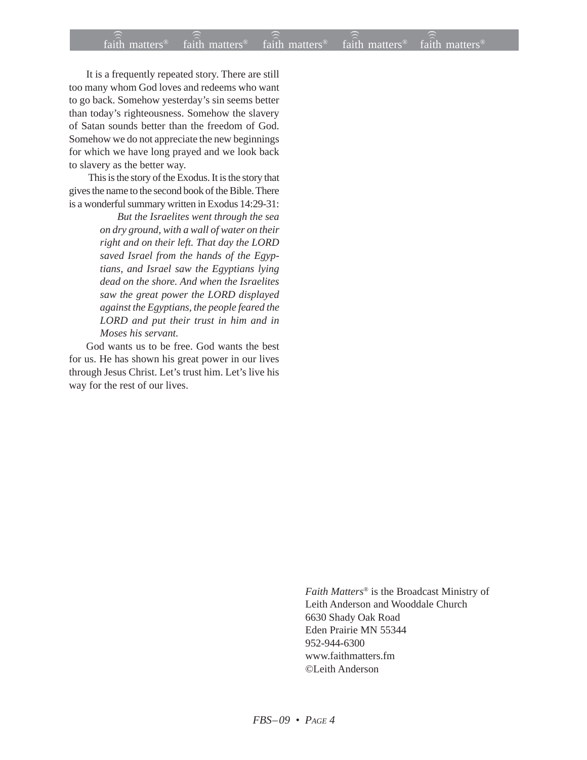It is a frequently repeated story. There are still too many whom God loves and redeems who want to go back. Somehow yesterday's sin seems better than today's righteousness. Somehow the slavery of Satan sounds better than the freedom of God. Somehow we do not appreciate the new beginnings for which we have long prayed and we look back to slavery as the better way.

This is the story of the Exodus. It is the story that gives the name to the second book of the Bible. There is a wonderful summary written in Exodus 14:29-31:

> *But the Israelites went through the sea on dry ground, with a wall of water on their right and on their left. That day the LORD saved Israel from the hands of the Egyptians, and Israel saw the Egyptians lying dead on the shore. And when the Israelites saw the great power the LORD displayed against the Egyptians, the people feared the LORD and put their trust in him and in Moses his servant.*

God wants us to be free. God wants the best for us. He has shown his great power in our lives through Jesus Christ. Let's trust him. Let's live his way for the rest of our lives.

*Faith Matters*® is the Broadcast Ministry of
Leith Anderson and Wooddale Church
6630 Shady Oak Road
Eden Prairie MN 55344
952-944-6300
www.faithmatters.fm
©Leith Anderson